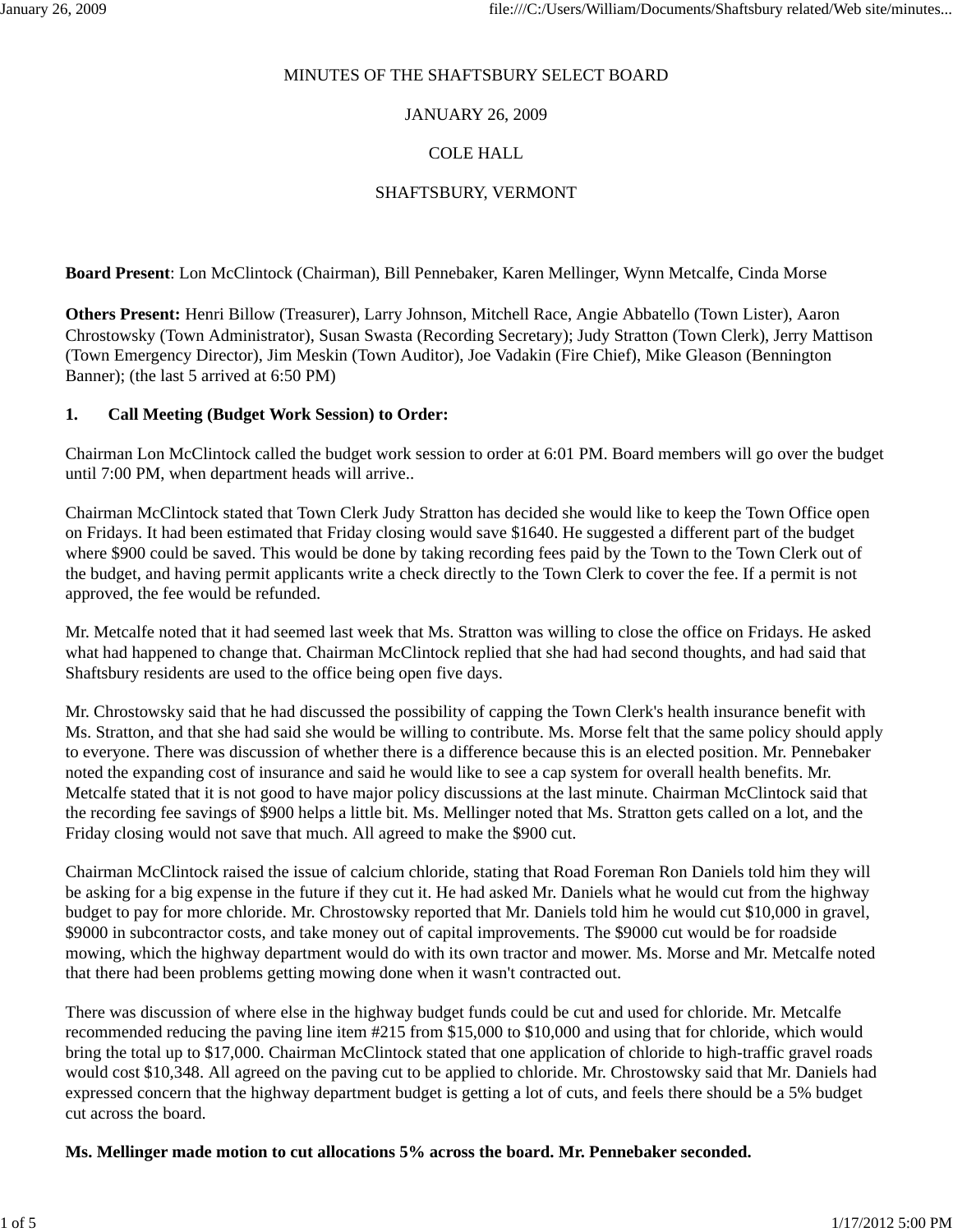MINUTES OF THE SHAFTSBURY SELECT BOARD

JANUARY 26, 2009

COLE HALL

SHAFTSBURY, VERMONT

**Board Present**: Lon McClintock (Chairman), Bill Pennebaker, Karen Mellinger, Wynn Metcalfe, Cinda Morse

**Others Present:** Henri Billow (Treasurer), Larry Johnson, Mitchell Race, Angie Abbatello (Town Lister), Aaron Chrostowsky (Town Administrator), Susan Swasta (Recording Secretary); Judy Stratton (Town Clerk), Jerry Mattison (Town Emergency Director), Jim Meskin (Town Auditor), Joe Vadakin (Fire Chief), Mike Gleason (Bennington Banner); (the last 5 arrived at 6:50 PM)

**1. Call Meeting (Budget Work Session) to Order:**

Chairman Lon McClintock called the budget work session to order at 6:01 PM. Board members will go over the budget until 7:00 PM, when department heads will arrive..

Chairman McClintock stated that Town Clerk Judy Stratton has decided she would like to keep the Town Office open on Fridays. It had been estimated that Friday closing would save $1640. He suggested a different part of the budget where $900 could be saved. This would be done by taking recording fees paid by the Town to the Town Clerk out of the budget, and having permit applicants write a check directly to the Town Clerk to cover the fee. If a permit is not approved, the fee would be refunded.

Mr. Metcalfe noted that it had seemed last week that Ms. Stratton was willing to close the office on Fridays. He asked what had happened to change that. Chairman McClintock replied that she had had second thoughts, and had said that Shaftsbury residents are used to the office being open five days.

Mr. Chrostowsky said that he had discussed the possibility of capping the Town Clerk's health insurance benefit with Ms. Stratton, and that she had said she would be willing to contribute. Ms. Morse felt that the same policy should apply to everyone. There was discussion of whether there is a difference because this is an elected position. Mr. Pennebaker noted the expanding cost of insurance and said he would like to see a cap system for overall health benefits. Mr. Metcalfe stated that it is not good to have major policy discussions at the last minute. Chairman McClintock said that the recording fee savings of $900 helps a little bit. Ms. Mellinger noted that Ms. Stratton gets called on a lot, and the Friday closing would not save that much. All agreed to make the $900 cut.

Chairman McClintock raised the issue of calcium chloride, stating that Road Foreman Ron Daniels told him they will be asking for a big expense in the future if they cut it. He had asked Mr. Daniels what he would cut from the highway budget to pay for more chloride. Mr. Chrostowsky reported that Mr. Daniels told him he would cut $10,000 in gravel, $9000 in subcontractor costs, and take money out of capital improvements. The $9000 cut would be for roadside mowing, which the highway department would do with its own tractor and mower. Ms. Morse and Mr. Metcalfe noted that there had been problems getting mowing done when it wasn't contracted out.

There was discussion of where else in the highway budget funds could be cut and used for chloride. Mr. Metcalfe recommended reducing the paving line item #215 from $15,000 to $10,000 and using that for chloride, which would bring the total up to $17,000. Chairman McClintock stated that one application of chloride to high-traffic gravel roads would cost $10,348. All agreed on the paving cut to be applied to chloride. Mr. Chrostowsky said that Mr. Daniels had expressed concern that the highway department budget is getting a lot of cuts, and feels there should be a 5% budget cut across the board.

**Ms. Mellinger made motion to cut allocations 5% across the board. Mr. Pennebaker seconded.**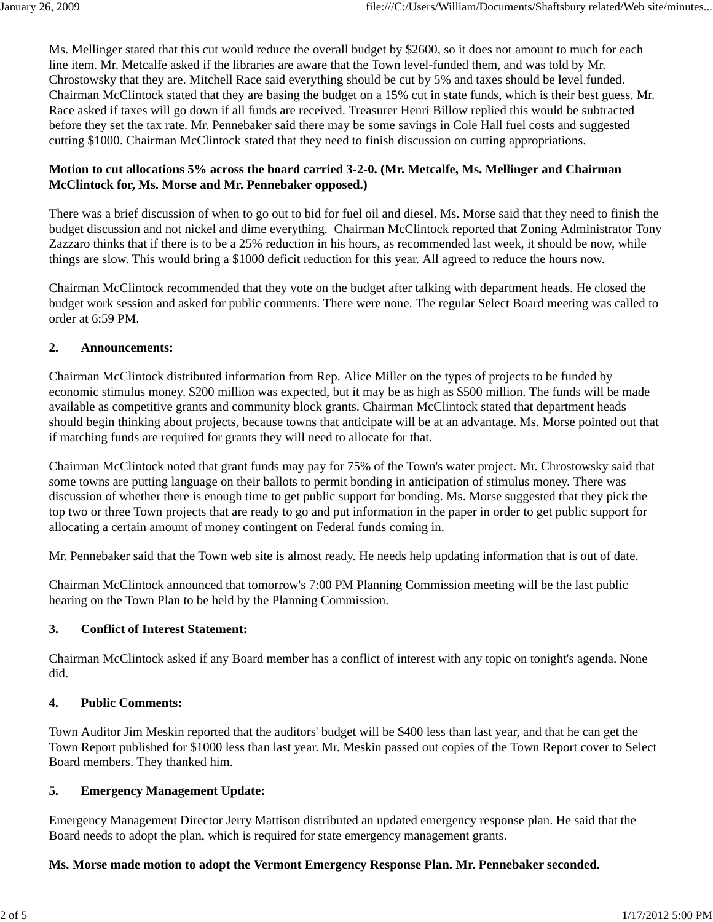Ms. Mellinger stated that this cut would reduce the overall budget by $2600, so it does not amount to much for each line item. Mr. Metcalfe asked if the libraries are aware that the Town level-funded them, and was told by Mr. Chrostowsky that they are. Mitchell Race said everything should be cut by 5% and taxes should be level funded. Chairman McClintock stated that they are basing the budget on a 15% cut in state funds, which is their best guess. Mr. Race asked if taxes will go down if all funds are received. Treasurer Henri Billow replied this would be subtracted before they set the tax rate. Mr. Pennebaker said there may be some savings in Cole Hall fuel costs and suggested cutting $1000. Chairman McClintock stated that they need to finish discussion on cutting appropriations.

**Motion to cut allocations 5% across the board carried 3-2-0. (Mr. Metcalfe, Ms. Mellinger and Chairman McClintock for, Ms. Morse and Mr. Pennebaker opposed.)**

There was a brief discussion of when to go out to bid for fuel oil and diesel. Ms. Morse said that they need to finish the budget discussion and not nickel and dime everything. Chairman McClintock reported that Zoning Administrator Tony Zazzaro thinks that if there is to be a 25% reduction in his hours, as recommended last week, it should be now, while things are slow. This would bring a $1000 deficit reduction for this year. All agreed to reduce the hours now.

Chairman McClintock recommended that they vote on the budget after talking with department heads. He closed the budget work session and asked for public comments. There were none. The regular Select Board meeting was called to order at 6:59 PM.

**2. Announcements:**

Chairman McClintock distributed information from Rep. Alice Miller on the types of projects to be funded by economic stimulus money. $200 million was expected, but it may be as high as $500 million. The funds will be made available as competitive grants and community block grants. Chairman McClintock stated that department heads should begin thinking about projects, because towns that anticipate will be at an advantage. Ms. Morse pointed out that if matching funds are required for grants they will need to allocate for that.

Chairman McClintock noted that grant funds may pay for 75% of the Town's water project. Mr. Chrostowsky said that some towns are putting language on their ballots to permit bonding in anticipation of stimulus money. There was discussion of whether there is enough time to get public support for bonding. Ms. Morse suggested that they pick the top two or three Town projects that are ready to go and put information in the paper in order to get public support for allocating a certain amount of money contingent on Federal funds coming in.

Mr. Pennebaker said that the Town web site is almost ready. He needs help updating information that is out of date.

Chairman McClintock announced that tomorrow's 7:00 PM Planning Commission meeting will be the last public hearing on the Town Plan to be held by the Planning Commission.

**3. Conflict of Interest Statement:**

Chairman McClintock asked if any Board member has a conflict of interest with any topic on tonight's agenda. None did.

**4. Public Comments:**

Town Auditor Jim Meskin reported that the auditors' budget will be $400 less than last year, and that he can get the Town Report published for $1000 less than last year. Mr. Meskin passed out copies of the Town Report cover to Select Board members. They thanked him.

**5. Emergency Management Update:**

Emergency Management Director Jerry Mattison distributed an updated emergency response plan. He said that the Board needs to adopt the plan, which is required for state emergency management grants.

**Ms. Morse made motion to adopt the Vermont Emergency Response Plan. Mr. Pennebaker seconded.**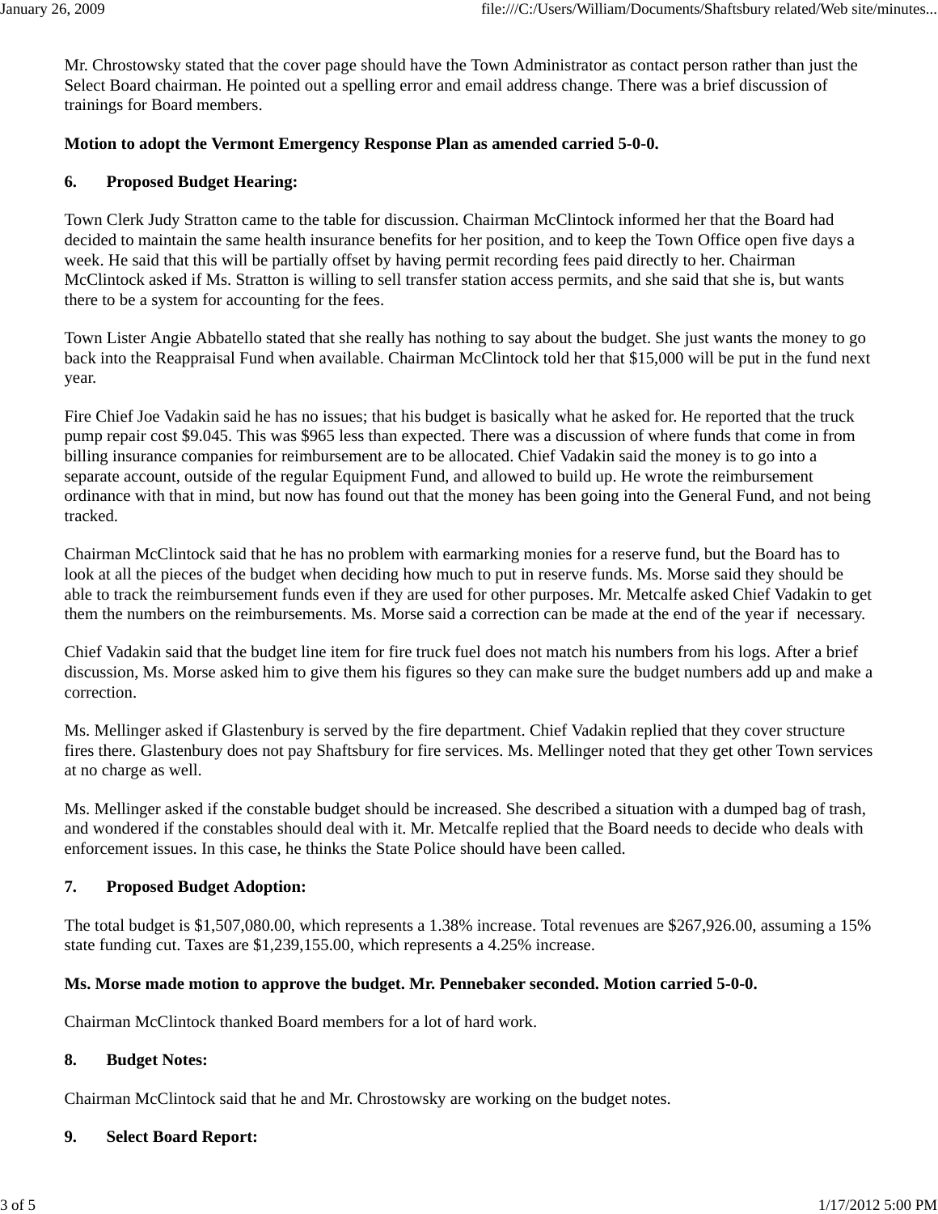Mr. Chrostowsky stated that the cover page should have the Town Administrator as contact person rather than just the Select Board chairman. He pointed out a spelling error and email address change. There was a brief discussion of trainings for Board members.

**Motion to adopt the Vermont Emergency Response Plan as amended carried 5-0-0.**

**6. Proposed Budget Hearing:**

Town Clerk Judy Stratton came to the table for discussion. Chairman McClintock informed her that the Board had decided to maintain the same health insurance benefits for her position, and to keep the Town Office open five days a week. He said that this will be partially offset by having permit recording fees paid directly to her. Chairman McClintock asked if Ms. Stratton is willing to sell transfer station access permits, and she said that she is, but wants there to be a system for accounting for the fees.

Town Lister Angie Abbatello stated that she really has nothing to say about the budget. She just wants the money to go back into the Reappraisal Fund when available. Chairman McClintock told her that $15,000 will be put in the fund next year.

Fire Chief Joe Vadakin said he has no issues; that his budget is basically what he asked for. He reported that the truck pump repair cost $9.045. This was $965 less than expected. There was a discussion of where funds that come in from billing insurance companies for reimbursement are to be allocated. Chief Vadakin said the money is to go into a separate account, outside of the regular Equipment Fund, and allowed to build up. He wrote the reimbursement ordinance with that in mind, but now has found out that the money has been going into the General Fund, and not being tracked.

Chairman McClintock said that he has no problem with earmarking monies for a reserve fund, but the Board has to look at all the pieces of the budget when deciding how much to put in reserve funds. Ms. Morse said they should be able to track the reimbursement funds even if they are used for other purposes. Mr. Metcalfe asked Chief Vadakin to get them the numbers on the reimbursements. Ms. Morse said a correction can be made at the end of the year if necessary.

Chief Vadakin said that the budget line item for fire truck fuel does not match his numbers from his logs. After a brief discussion, Ms. Morse asked him to give them his figures so they can make sure the budget numbers add up and make a correction.

Ms. Mellinger asked if Glastenbury is served by the fire department. Chief Vadakin replied that they cover structure fires there. Glastenbury does not pay Shaftsbury for fire services. Ms. Mellinger noted that they get other Town services at no charge as well.

Ms. Mellinger asked if the constable budget should be increased. She described a situation with a dumped bag of trash, and wondered if the constables should deal with it. Mr. Metcalfe replied that the Board needs to decide who deals with enforcement issues. In this case, he thinks the State Police should have been called.

**7. Proposed Budget Adoption:**

The total budget is $1,507,080.00, which represents a 1.38% increase. Total revenues are $267,926.00, assuming a 15% state funding cut. Taxes are $1,239,155.00, which represents a 4.25% increase.

**Ms. Morse made motion to approve the budget. Mr. Pennebaker seconded. Motion carried 5-0-0.**

Chairman McClintock thanked Board members for a lot of hard work.

**8. Budget Notes:**

Chairman McClintock said that he and Mr. Chrostowsky are working on the budget notes.

**9. Select Board Report:**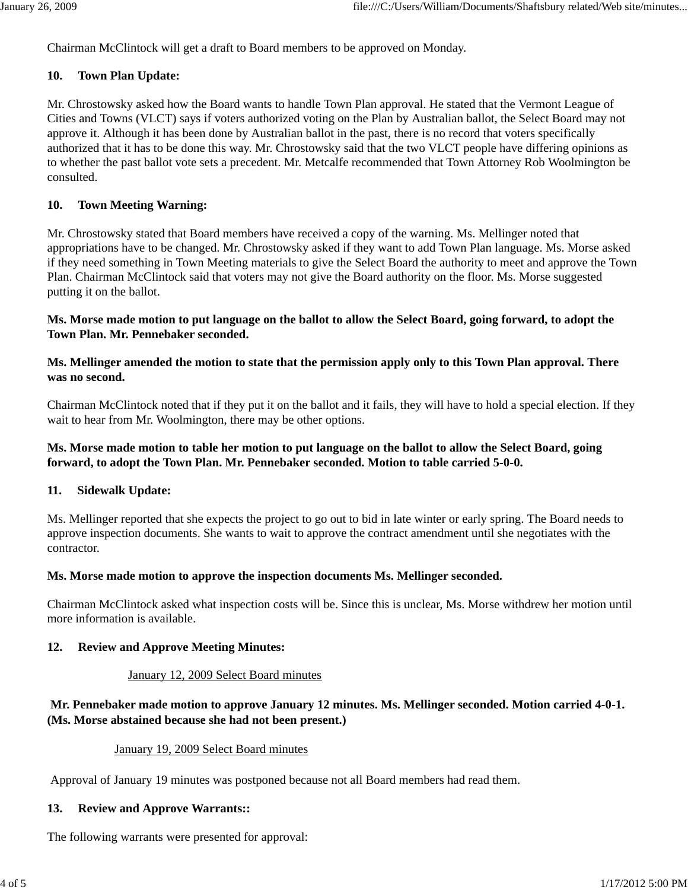Chairman McClintock will get a draft to Board members to be approved on Monday.

**10. Town Plan Update:**

Mr. Chrostowsky asked how the Board wants to handle Town Plan approval. He stated that the Vermont League of Cities and Towns (VLCT) says if voters authorized voting on the Plan by Australian ballot, the Select Board may not approve it. Although it has been done by Australian ballot in the past, there is no record that voters specifically authorized that it has to be done this way. Mr. Chrostowsky said that the two VLCT people have differing opinions as to whether the past ballot vote sets a precedent. Mr. Metcalfe recommended that Town Attorney Rob Woolmington be consulted.

**10. Town Meeting Warning:**

Mr. Chrostowsky stated that Board members have received a copy of the warning. Ms. Mellinger noted that appropriations have to be changed. Mr. Chrostowsky asked if they want to add Town Plan language. Ms. Morse asked if they need something in Town Meeting materials to give the Select Board the authority to meet and approve the Town Plan. Chairman McClintock said that voters may not give the Board authority on the floor. Ms. Morse suggested putting it on the ballot.

**Ms. Morse made motion to put language on the ballot to allow the Select Board, going forward, to adopt the Town Plan. Mr. Pennebaker seconded.**

**Ms. Mellinger amended the motion to state that the permission apply only to this Town Plan approval. There was no second.**

Chairman McClintock noted that if they put it on the ballot and it fails, they will have to hold a special election. If they wait to hear from Mr. Woolmington, there may be other options.

**Ms. Morse made motion to table her motion to put language on the ballot to allow the Select Board, going forward, to adopt the Town Plan. Mr. Pennebaker seconded. Motion to table carried 5-0-0.**

**11. Sidewalk Update:**

Ms. Mellinger reported that she expects the project to go out to bid in late winter or early spring. The Board needs to approve inspection documents. She wants to wait to approve the contract amendment until she negotiates with the contractor.

**Ms. Morse made motion to approve the inspection documents Ms. Mellinger seconded.**

Chairman McClintock asked what inspection costs will be. Since this is unclear, Ms. Morse withdrew her motion until more information is available.

**12. Review and Approve Meeting Minutes:**

January 12, 2009 Select Board minutes

**Mr. Pennebaker made motion to approve January 12 minutes. Ms. Mellinger seconded. Motion carried 4-0-1. (Ms. Morse abstained because she had not been present.)**

January 19, 2009 Select Board minutes

Approval of January 19 minutes was postponed because not all Board members had read them.

**13. Review and Approve Warrants::**

The following warrants were presented for approval: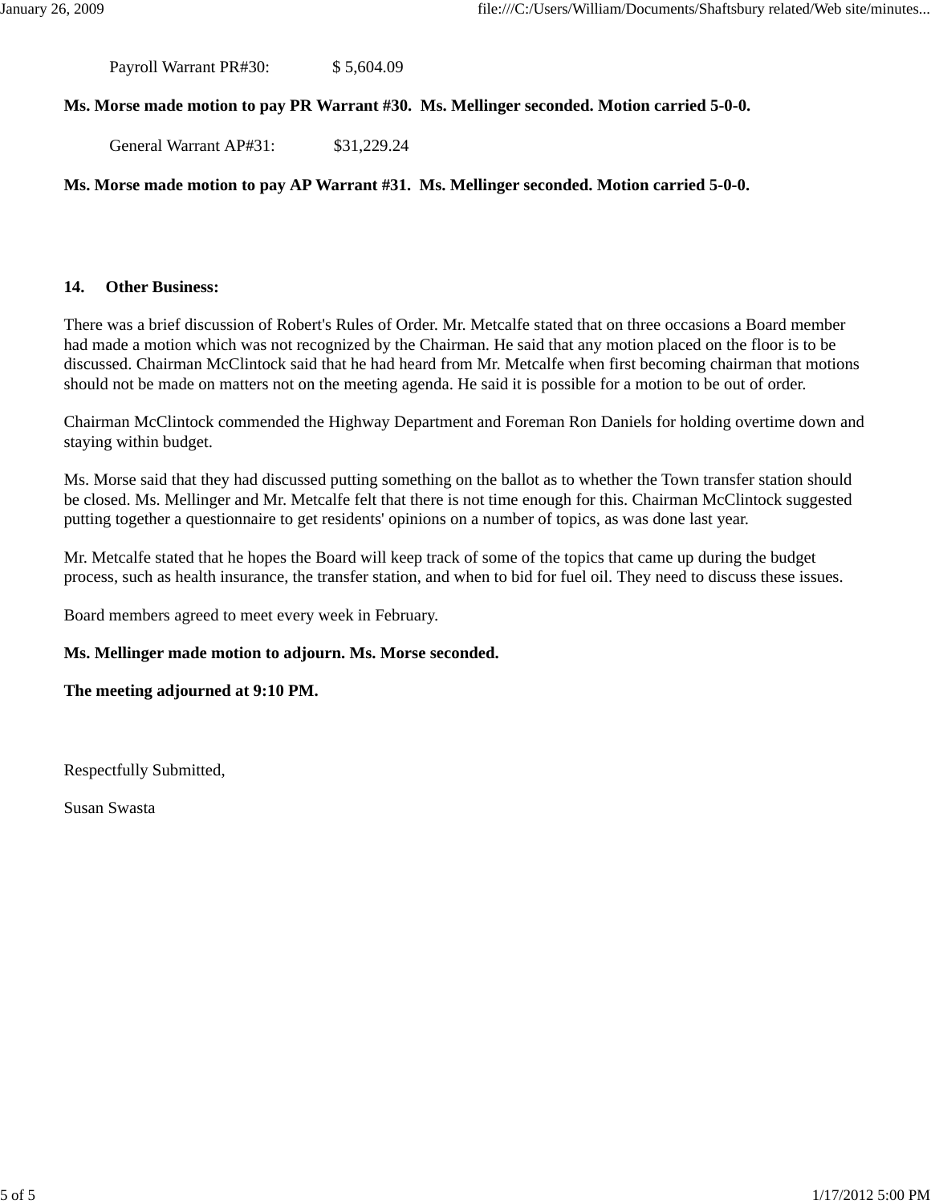Payroll Warrant PR#30: $ 5,604.09

**Ms. Morse made motion to pay PR Warrant #30. Ms. Mellinger seconded. Motion carried 5-0-0.**

General Warrant AP#31: $31,229.24

**Ms. Morse made motion to pay AP Warrant #31. Ms. Mellinger seconded. Motion carried 5-0-0.**

**14. Other Business:**

There was a brief discussion of Robert's Rules of Order. Mr. Metcalfe stated that on three occasions a Board member had made a motion which was not recognized by the Chairman. He said that any motion placed on the floor is to be discussed. Chairman McClintock said that he had heard from Mr. Metcalfe when first becoming chairman that motions should not be made on matters not on the meeting agenda. He said it is possible for a motion to be out of order.

Chairman McClintock commended the Highway Department and Foreman Ron Daniels for holding overtime down and staying within budget.

Ms. Morse said that they had discussed putting something on the ballot as to whether the Town transfer station should be closed. Ms. Mellinger and Mr. Metcalfe felt that there is not time enough for this. Chairman McClintock suggested putting together a questionnaire to get residents' opinions on a number of topics, as was done last year.

Mr. Metcalfe stated that he hopes the Board will keep track of some of the topics that came up during the budget process, such as health insurance, the transfer station, and when to bid for fuel oil. They need to discuss these issues.

Board members agreed to meet every week in February.

**Ms. Mellinger made motion to adjourn. Ms. Morse seconded.**

**The meeting adjourned at 9:10 PM.**

Respectfully Submitted,

Susan Swasta